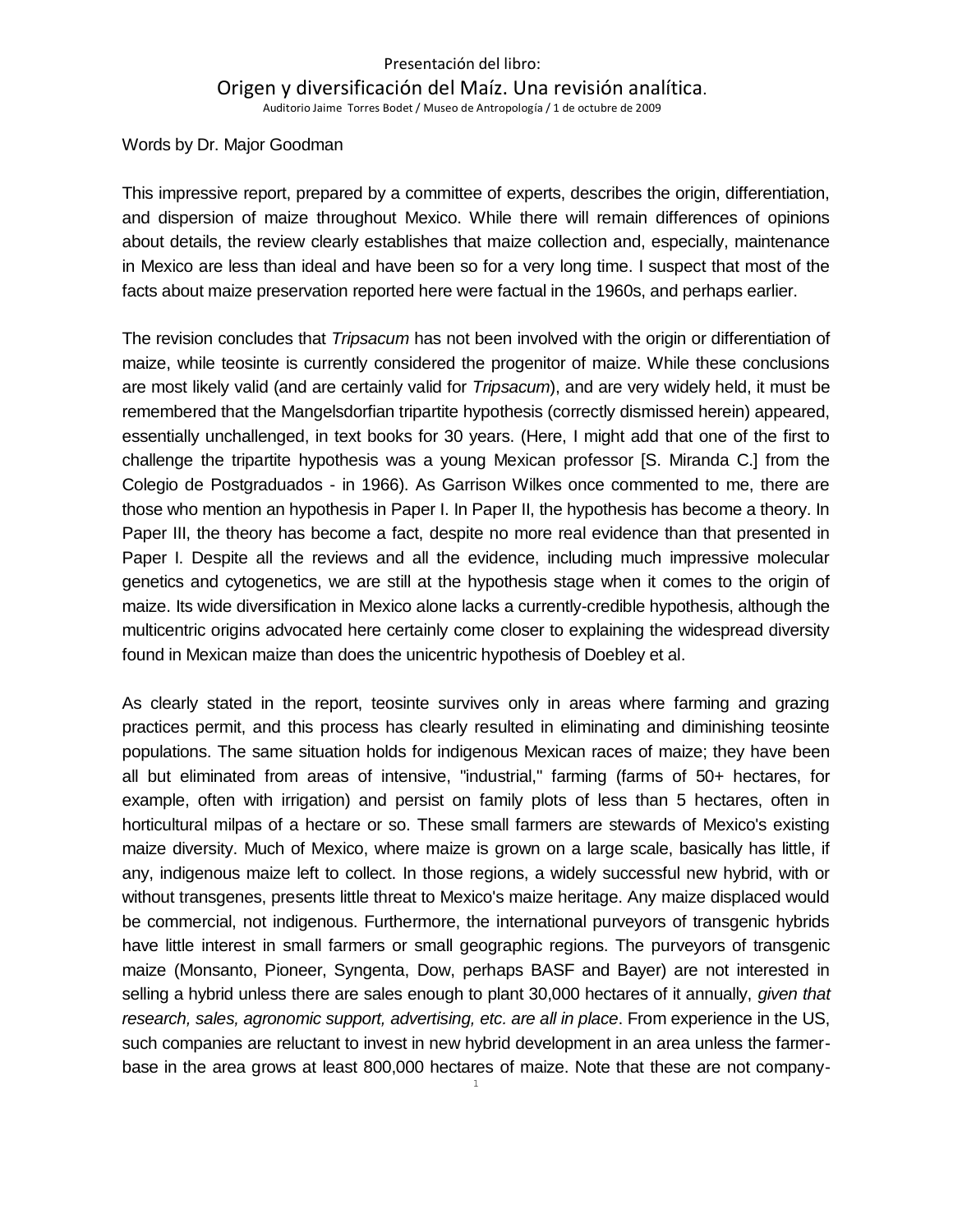Presentación del libro:

# Origen y diversificación del Maíz. Una revisión analítica.

Auditorio Jaime Torres Bodet / Museo de Antropología / 1 de octubre de 2009

Words by Dr. Major Goodman

This impressive report, prepared by a committee of experts, describes the origin, differentiation, and dispersion of maize throughout Mexico. While there will remain differences of opinions about details, the review clearly establishes that maize collection and, especially, maintenance in Mexico are less than ideal and have been so for a very long time. I suspect that most of the facts about maize preservation reported here were factual in the 1960s, and perhaps earlier.

The revision concludes that *Tripsacum* has not been involved with the origin or differentiation of maize, while teosinte is currently considered the progenitor of maize. While these conclusions are most likely valid (and are certainly valid for *Tripsacum*), and are very widely held, it must be remembered that the Mangelsdorfian tripartite hypothesis (correctly dismissed herein) appeared, essentially unchallenged, in text books for 30 years. (Here, I might add that one of the first to challenge the tripartite hypothesis was a young Mexican professor [S. Miranda C.] from the Colegio de Postgraduados - in 1966). As Garrison Wilkes once commented to me, there are those who mention an hypothesis in Paper I. In Paper II, the hypothesis has become a theory. In Paper III, the theory has become a fact, despite no more real evidence than that presented in Paper I. Despite all the reviews and all the evidence, including much impressive molecular genetics and cytogenetics, we are still at the hypothesis stage when it comes to the origin of maize. Its wide diversification in Mexico alone lacks a currently-credible hypothesis, although the multicentric origins advocated here certainly come closer to explaining the widespread diversity found in Mexican maize than does the unicentric hypothesis of Doebley et al.

As clearly stated in the report, teosinte survives only in areas where farming and grazing practices permit, and this process has clearly resulted in eliminating and diminishing teosinte populations. The same situation holds for indigenous Mexican races of maize; they have been all but eliminated from areas of intensive, "industrial," farming (farms of 50+ hectares, for example, often with irrigation) and persist on family plots of less than 5 hectares, often in horticultural milpas of a hectare or so. These small farmers are stewards of Mexico's existing maize diversity. Much of Mexico, where maize is grown on a large scale, basically has little, if any, indigenous maize left to collect. In those regions, a widely successful new hybrid, with or without transgenes, presents little threat to Mexico's maize heritage. Any maize displaced would be commercial, not indigenous. Furthermore, the international purveyors of transgenic hybrids have little interest in small farmers or small geographic regions. The purveyors of transgenic maize (Monsanto, Pioneer, Syngenta, Dow, perhaps BASF and Bayer) are not interested in selling a hybrid unless there are sales enough to plant 30,000 hectares of it annually, *given that research, sales, agronomic support, advertising, etc. are all in place*. From experience in the US, such companies are reluctant to invest in new hybrid development in an area unless the farmer-base in the area grows at least 800,000 hectares of maize. Note that these are not company-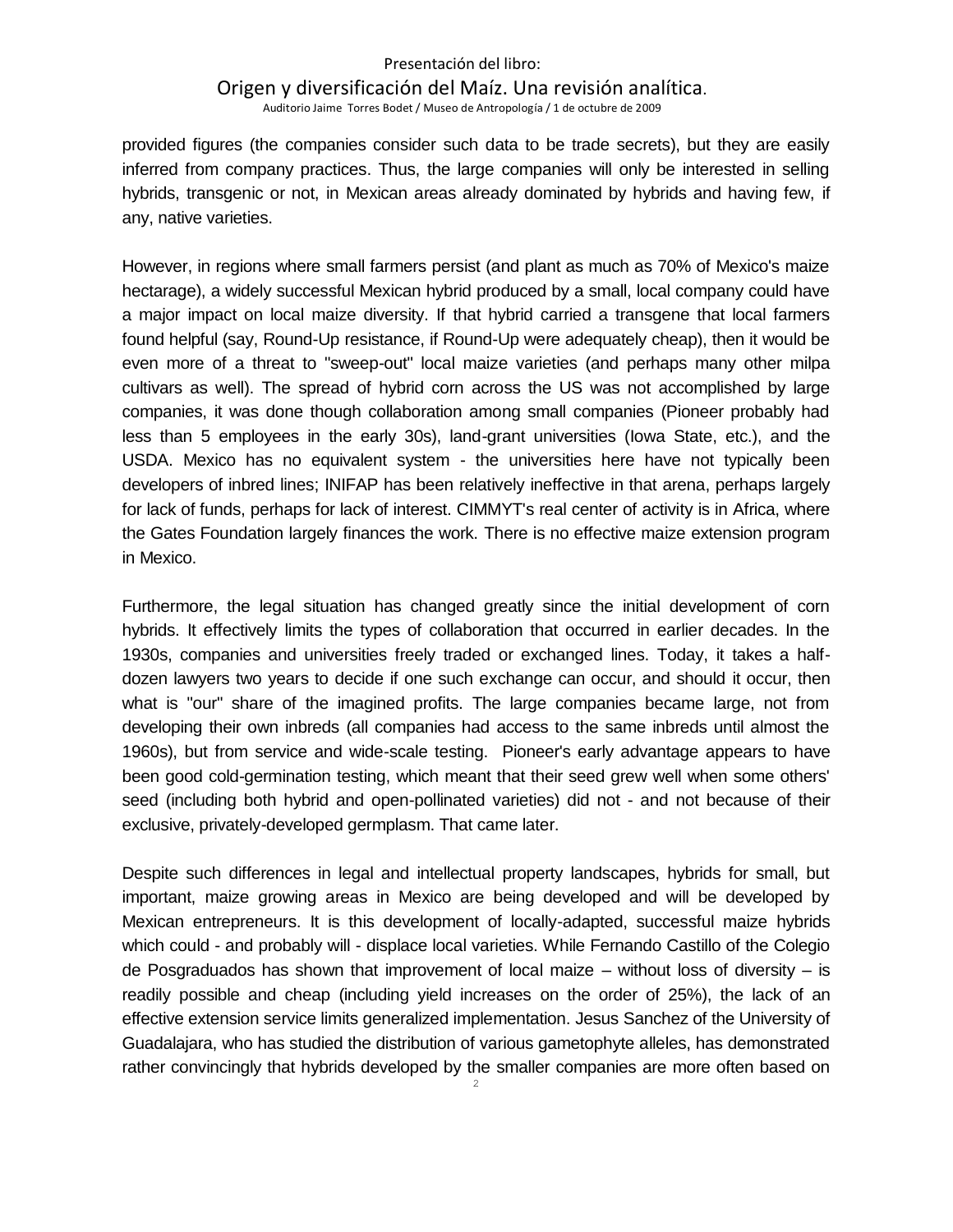provided figures (the companies consider such data to be trade secrets), but they are easily inferred from company practices. Thus, the large companies will only be interested in selling hybrids, transgenic or not, in Mexican areas already dominated by hybrids and having few, if any, native varieties.

However, in regions where small farmers persist (and plant as much as 70% of Mexico's maize hectarage), a widely successful Mexican hybrid produced by a small, local company could have a major impact on local maize diversity. If that hybrid carried a transgene that local farmers found helpful (say, Round-Up resistance, if Round-Up were adequately cheap), then it would be even more of a threat to "sweep-out" local maize varieties (and perhaps many other milpa cultivars as well). The spread of hybrid corn across the US was not accomplished by large companies, it was done though collaboration among small companies (Pioneer probably had less than 5 employees in the early 30s), land-grant universities (Iowa State, etc.), and the USDA. Mexico has no equivalent system - the universities here have not typically been developers of inbred lines; INIFAP has been relatively ineffective in that arena, perhaps largely for lack of funds, perhaps for lack of interest. CIMMYT's real center of activity is in Africa, where the Gates Foundation largely finances the work. There is no effective maize extension program in Mexico.

Furthermore, the legal situation has changed greatly since the initial development of corn hybrids. It effectively limits the types of collaboration that occurred in earlier decades. In the 1930s, companies and universities freely traded or exchanged lines. Today, it takes a half-dozen lawyers two years to decide if one such exchange can occur, and should it occur, then what is "our" share of the imagined profits. The large companies became large, not from developing their own inbreds (all companies had access to the same inbreds until almost the 1960s), but from service and wide-scale testing. Pioneer's early advantage appears to have been good cold-germination testing, which meant that their seed grew well when some others' seed (including both hybrid and open-pollinated varieties) did not - and not because of their exclusive, privately-developed germplasm. That came later.

Despite such differences in legal and intellectual property landscapes, hybrids for small, but important, maize growing areas in Mexico are being developed and will be developed by Mexican entrepreneurs. It is this development of locally-adapted, successful maize hybrids which could - and probably will - displace local varieties. While Fernando Castillo of the Colegio de Posgraduados has shown that improvement of local maize – without loss of diversity – is readily possible and cheap (including yield increases on the order of 25%), the lack of an effective extension service limits generalized implementation. Jesus Sanchez of the University of Guadalajara, who has studied the distribution of various gametophyte alleles, has demonstrated rather convincingly that hybrids developed by the smaller companies are more often based on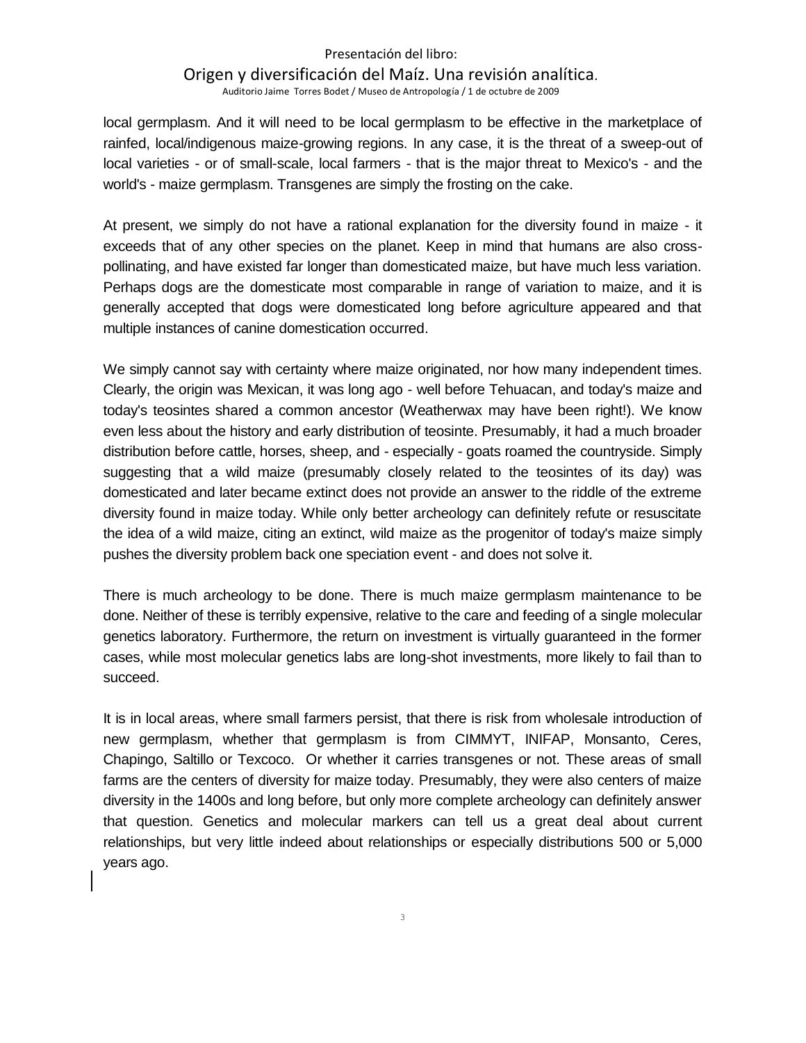local germplasm. And it will need to be local germplasm to be effective in the marketplace of rainfed, local/indigenous maize-growing regions. In any case, it is the threat of a sweep-out of local varieties - or of small-scale, local farmers - that is the major threat to Mexico's - and the world's - maize germplasm. Transgenes are simply the frosting on the cake.

At present, we simply do not have a rational explanation for the diversity found in maize - it exceeds that of any other species on the planet. Keep in mind that humans are also cross-pollinating, and have existed far longer than domesticated maize, but have much less variation. Perhaps dogs are the domesticate most comparable in range of variation to maize, and it is generally accepted that dogs were domesticated long before agriculture appeared and that multiple instances of canine domestication occurred.

We simply cannot say with certainty where maize originated, nor how many independent times. Clearly, the origin was Mexican, it was long ago - well before Tehuacan, and today's maize and today's teosintes shared a common ancestor (Weatherwax may have been right!). We know even less about the history and early distribution of teosinte. Presumably, it had a much broader distribution before cattle, horses, sheep, and - especially - goats roamed the countryside. Simply suggesting that a wild maize (presumably closely related to the teosintes of its day) was domesticated and later became extinct does not provide an answer to the riddle of the extreme diversity found in maize today. While only better archeology can definitely refute or resuscitate the idea of a wild maize, citing an extinct, wild maize as the progenitor of today's maize simply pushes the diversity problem back one speciation event - and does not solve it.

There is much archeology to be done. There is much maize germplasm maintenance to be done. Neither of these is terribly expensive, relative to the care and feeding of a single molecular genetics laboratory. Furthermore, the return on investment is virtually guaranteed in the former cases, while most molecular genetics labs are long-shot investments, more likely to fail than to succeed.

It is in local areas, where small farmers persist, that there is risk from wholesale introduction of new germplasm, whether that germplasm is from CIMMYT, INIFAP, Monsanto, Ceres, Chapingo, Saltillo or Texcoco. Or whether it carries transgenes or not. These areas of small farms are the centers of diversity for maize today. Presumably, they were also centers of maize diversity in the 1400s and long before, but only more complete archeology can definitely answer that question. Genetics and molecular markers can tell us a great deal about current relationships, but very little indeed about relationships or especially distributions 500 or 5,000 years ago.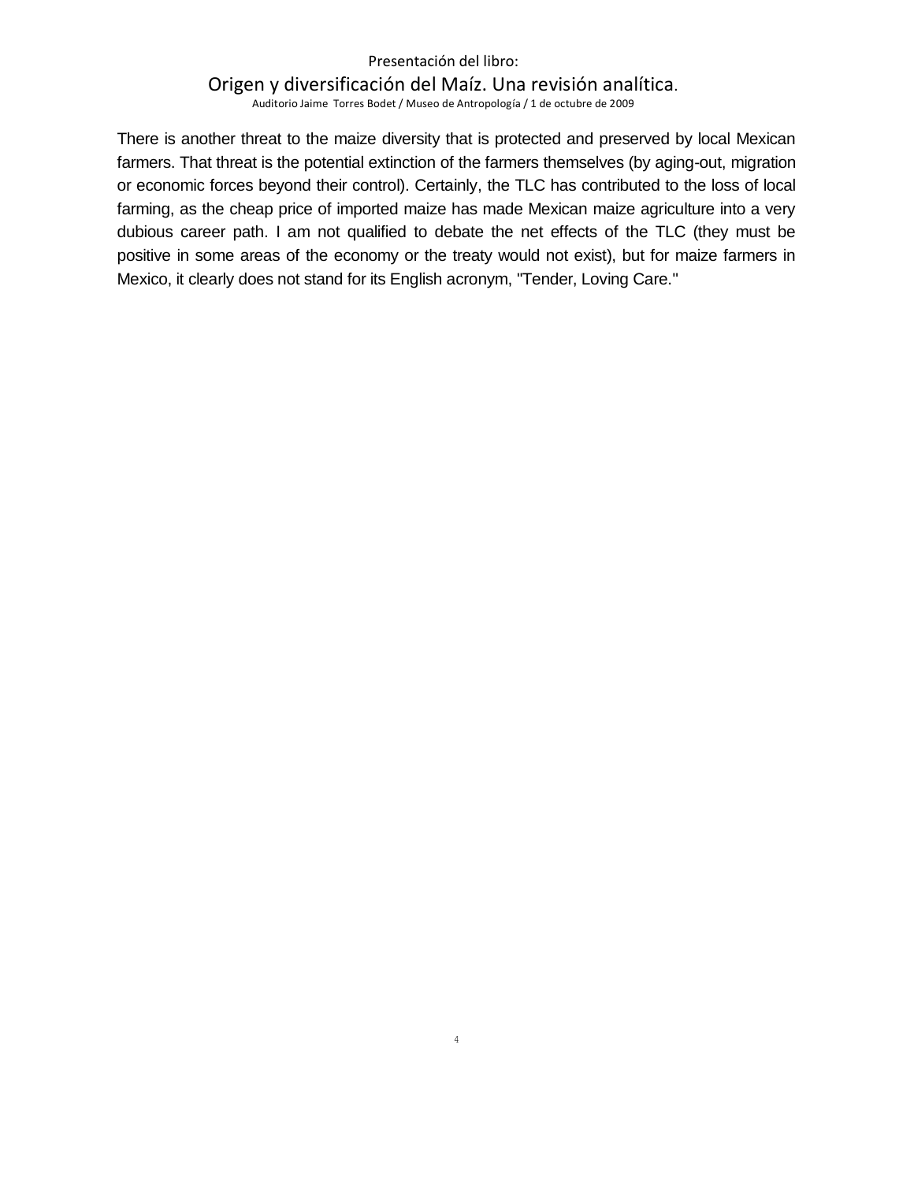There is another threat to the maize diversity that is protected and preserved by local Mexican farmers. That threat is the potential extinction of the farmers themselves (by aging-out, migration or economic forces beyond their control). Certainly, the TLC has contributed to the loss of local farming, as the cheap price of imported maize has made Mexican maize agriculture into a very dubious career path. I am not qualified to debate the net effects of the TLC (they must be positive in some areas of the economy or the treaty would not exist), but for maize farmers in Mexico, it clearly does not stand for its English acronym, "Tender, Loving Care."